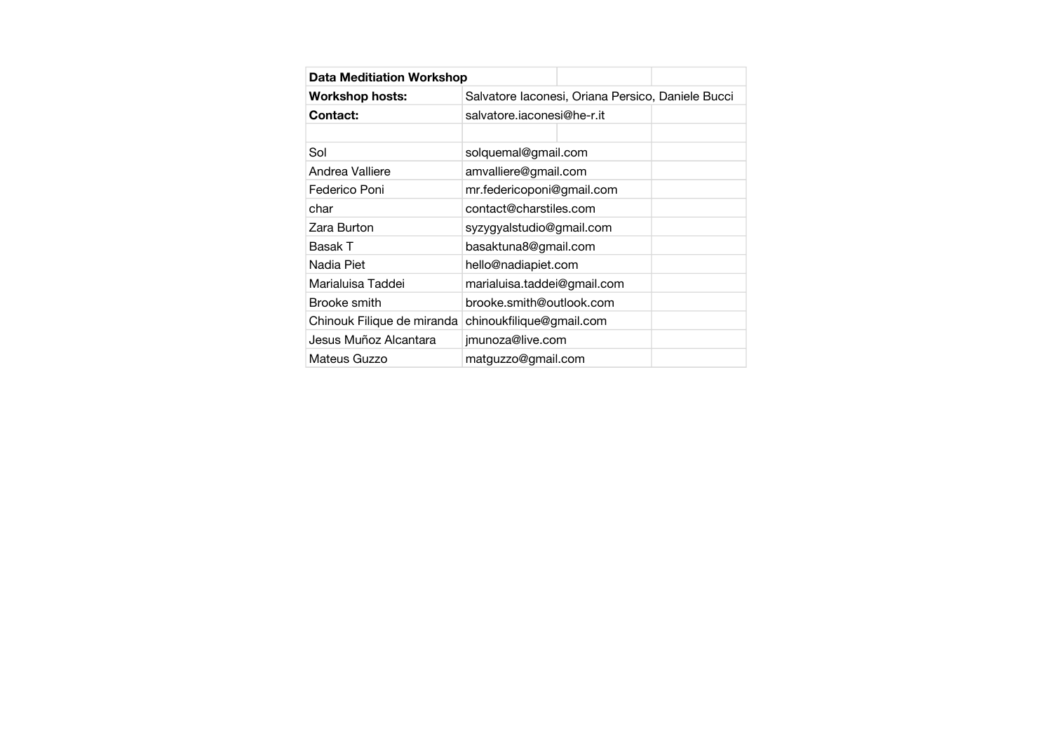| Data Meditiation Workshop | | | |
|---|---|---|---|
| **Workshop hosts:** | Salvatore Iaconesi, Oriana Persico, Daniele Bucci | | |
| **Contact:** | salvatore.iaconesi@he-r.it | | |
| | | | |
| Sol | solquemal@gmail.com | | |
| Andrea Valliere | amvalliere@gmail.com | | |
| Federico Poni | mr.federicoponi@gmail.com | | |
| char | contact@charstiles.com | | |
| Zara Burton | syzygyalstudio@gmail.com | | |
| Basak T | basaktuna8@gmail.com | | |
| Nadia Piet | hello@nadiapiet.com | | |
| Marialuisa Taddei | marialuisa.taddei@gmail.com | | |
| Brooke smith | brooke.smith@outlook.com | | |
| Chinouk Filique de miranda | chinoukfilique@gmail.com | | |
| Jesus Muñoz Alcantara | jmunoza@live.com | | |
| Mateus Guzzo | matguzzo@gmail.com | | |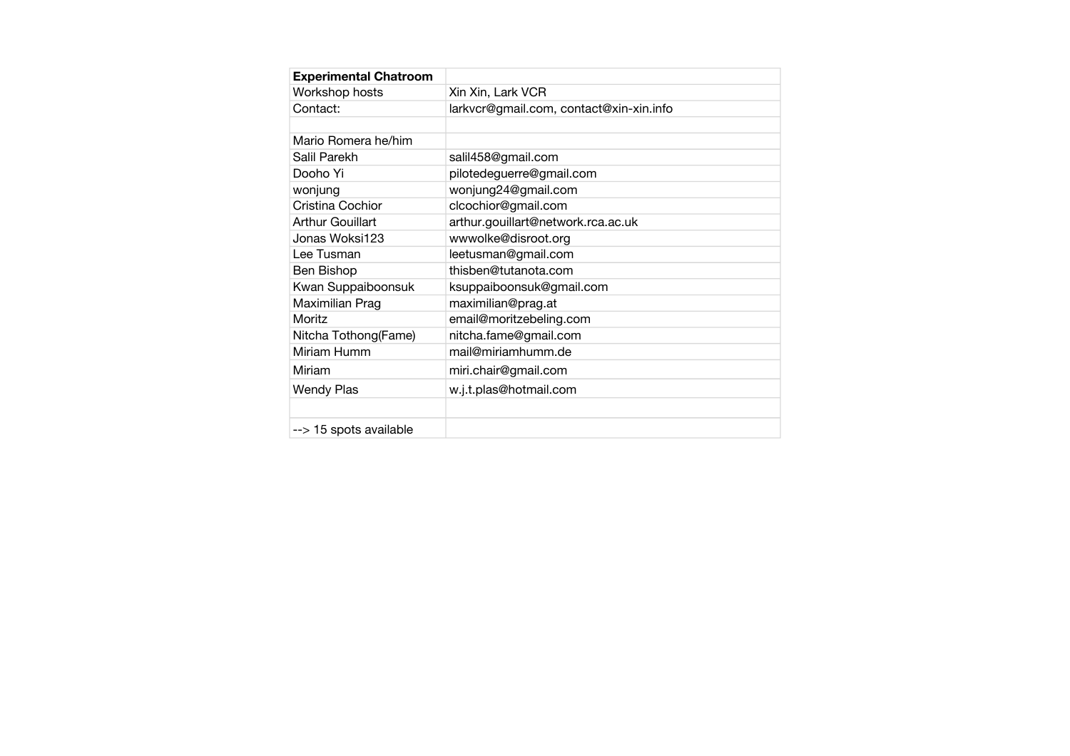| **Experimental Chatroom** | |
|---|---|
| Workshop hosts | Xin Xin, Lark VCR |
| Contact: | larkvcr@gmail.com, contact@xin-xin.info |
| | |
| Mario Romera he/him | |
| Salil Parekh | salil458@gmail.com |
| Dooho Yi | pilotedeguerre@gmail.com |
| wonjung | wonjung24@gmail.com |
| Cristina Cochior | clcochior@gmail.com |
| Arthur Gouillart | arthur.gouillart@network.rca.ac.uk |
| Jonas Woksi123 | wwwolke@disroot.org |
| Lee Tusman | leetusman@gmail.com |
| Ben Bishop | thisben@tutanota.com |
| Kwan Suppaiboonsuk | ksuppaiboonsuk@gmail.com |
| Maximilian Prag | maximilian@prag.at |
| Moritz | email@moritzebeling.com |
| Nitcha Tothong(Fame) | nitcha.fame@gmail.com |
| Miriam Humm | mail@miriamhumm.de |
| Miriam | miri.chair@gmail.com |
| Wendy Plas | w.j.t.plas@hotmail.com |
| | |
| --> 15 spots available | |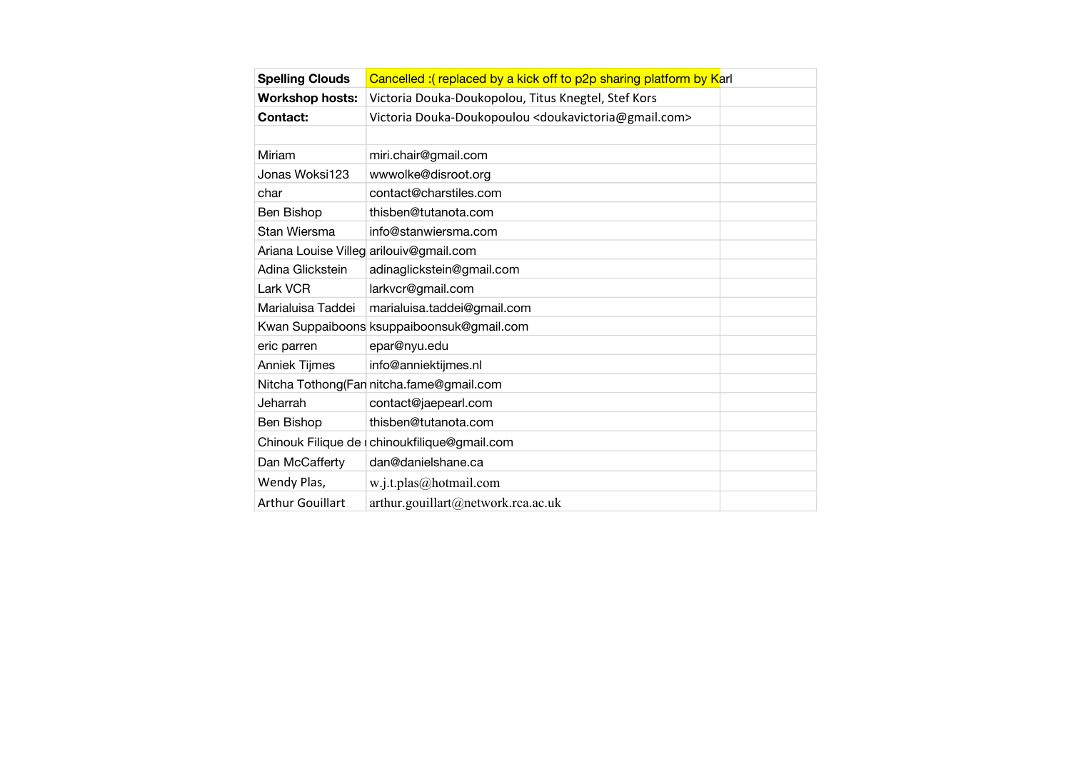| **Spelling Clouds** | Cancelled :( replaced by a kick off to p2p sharing platform by Karl | |
|---|---|---|
| **Workshop hosts:** | Victoria Douka-Doukopolou, Titus Knegtel, Stef Kors | |
| **Contact:** | Victoria Douka-Doukopoulou <doukavictoria@gmail.com> | |
| | | |
| Miriam | miri.chair@gmail.com | |
| Jonas Woksi123 | wwwolke@disroot.org | |
| char | contact@charstiles.com | |
| Ben Bishop | thisben@tutanota.com | |
| Stan Wiersma | info@stanwiersma.com | |
| Ariana Louise Villeg | arilouiv@gmail.com | |
| Adina Glickstein | adinaglickstein@gmail.com | |
| Lark VCR | larkvcr@gmail.com | |
| Marialuisa Taddei | marialuisa.taddei@gmail.com | |
| Kwan Suppaiboons | ksuppaiboonsuk@gmail.com | |
| eric parren | epar@nyu.edu | |
| Anniek Tijmes | info@anniektijmes.nl | |
| Nitcha Tothong(Fan | nitcha.fame@gmail.com | |
| Jeharrah | contact@jaepearl.com | |
| Ben Bishop | thisben@tutanota.com | |
| Chinouk Filique de | chinoukfilique@gmail.com | |
| Dan McCafferty | dan@danielshane.ca | |
| Wendy Plas, | w.j.t.plas@hotmail.com | |
| Arthur Gouillart | arthur.gouillart@network.rca.ac.uk | |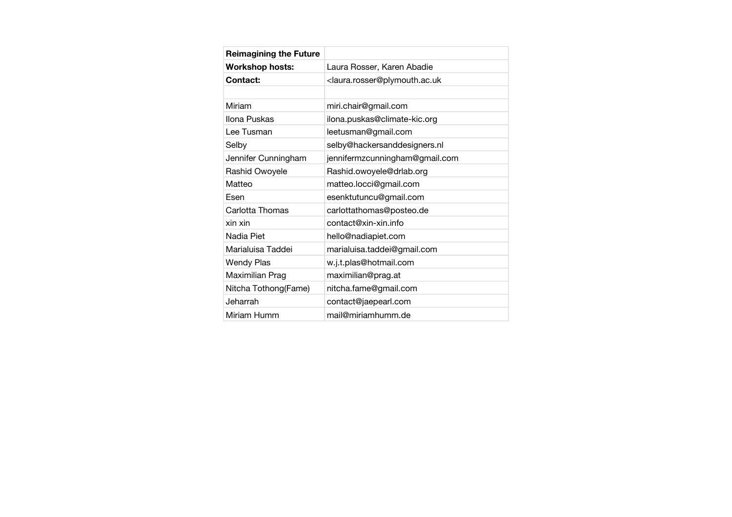| **Reimagining the Future** | |
|---|---|
| **Workshop hosts:** | Laura Rosser, Karen Abadie |
| **Contact:** | <laura.rosser@plymouth.ac.uk |
| | |
| Miriam | miri.chair@gmail.com |
| Ilona Puskas | ilona.puskas@climate-kic.org |
| Lee Tusman | leetusman@gmail.com |
| Selby | selby@hackersanddesigners.nl |
| Jennifer Cunningham | jennifermzcunningham@gmail.com |
| Rashid Owoyele | Rashid.owoyele@drlab.org |
| Matteo | matteo.locci@gmail.com |
| Esen | esenktutuncu@gmail.com |
| Carlotta Thomas | carlottathomas@posteo.de |
| xin xin | contact@xin-xin.info |
| Nadia Piet | hello@nadiapiet.com |
| Marialuisa Taddei | marialuisa.taddei@gmail.com |
| Wendy Plas | w.j.t.plas@hotmail.com |
| Maximilian Prag | maximilian@prag.at |
| Nitcha Tothong(Fame) | nitcha.fame@gmail.com |
| Jeharrah | contact@jaepearl.com |
| Miriam Humm | mail@miriamhumm.de |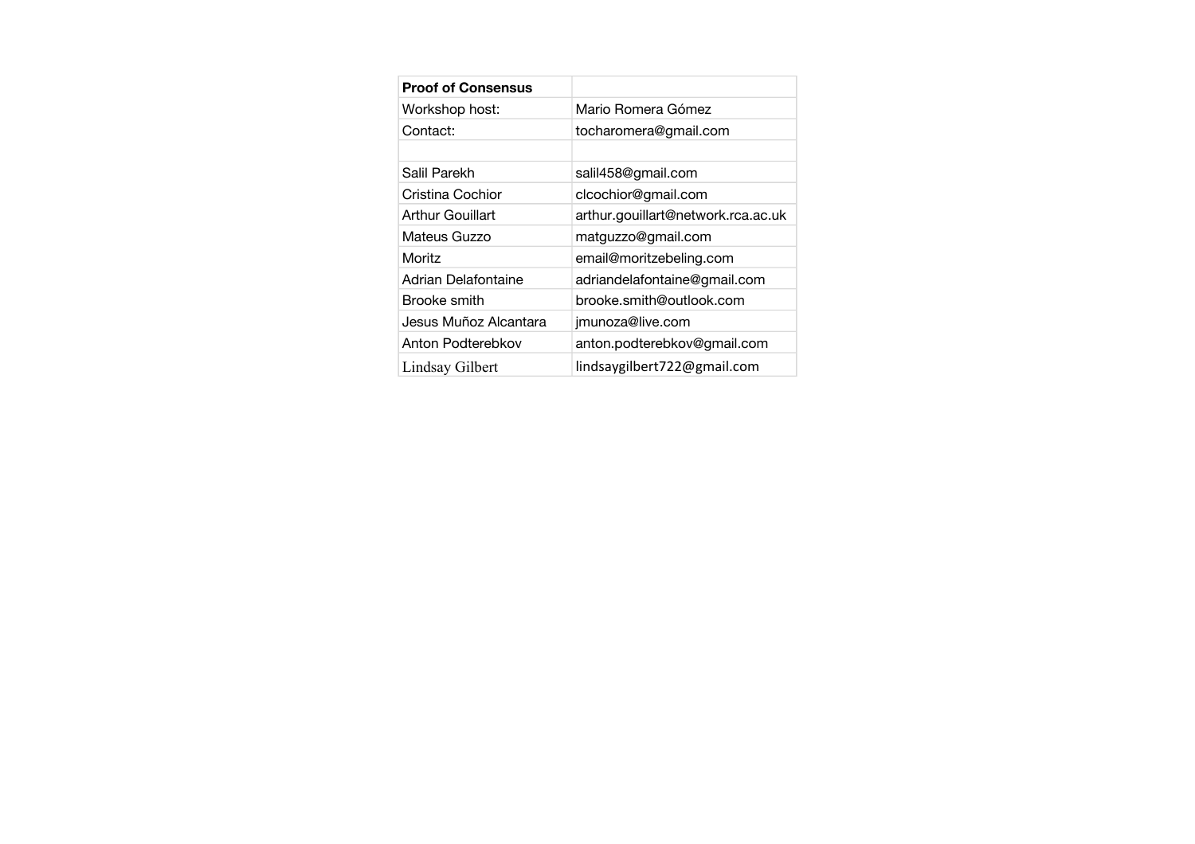| **Proof of Consensus** | |
|---|---|
| Workshop host: | Mario Romera Gómez |
| Contact: | tocharomera@gmail.com |
| | |
| Salil Parekh | salil458@gmail.com |
| Cristina Cochior | clcochior@gmail.com |
| Arthur Gouillart | arthur.gouillart@network.rca.ac.uk |
| Mateus Guzzo | matguzzo@gmail.com |
| Moritz | email@moritzebeling.com |
| Adrian Delafontaine | adriandelafontaine@gmail.com |
| Brooke smith | brooke.smith@outlook.com |
| Jesus Muñoz Alcantara | jmunoza@live.com |
| Anton Podterebkov | anton.podterebkov@gmail.com |
| Lindsay Gilbert | lindsaygilbert722@gmail.com |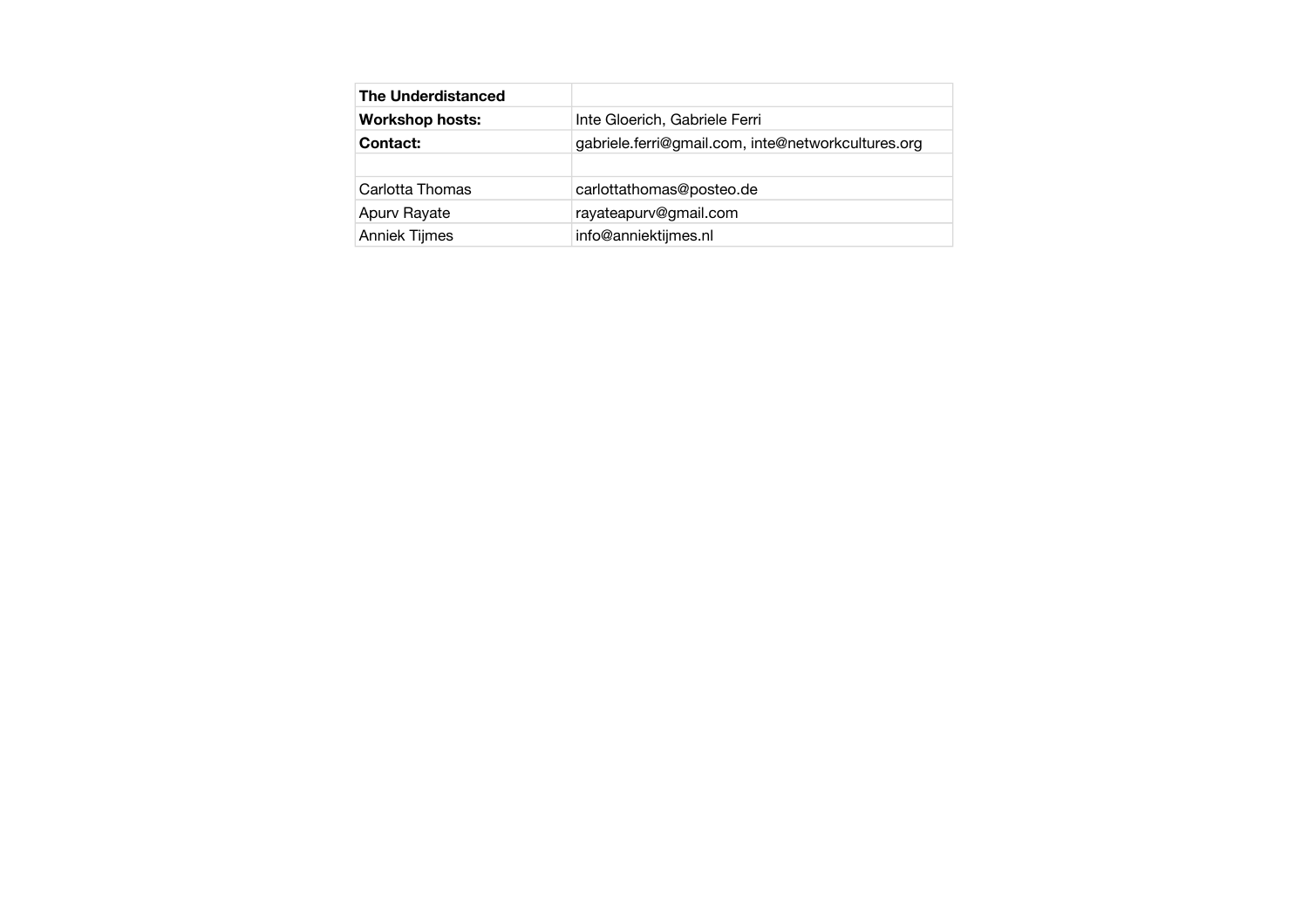| **The Underdistanced** | |
|---|---|
| **Workshop hosts:** | Inte Gloerich, Gabriele Ferri |
| **Contact:** | gabriele.ferri@gmail.com, inte@networkcultures.org |
| | |
| Carlotta Thomas | carlottathomas@posteo.de |
| Apurv Rayate | rayateapurv@gmail.com |
| Anniek Tijmes | info@anniektijmes.nl |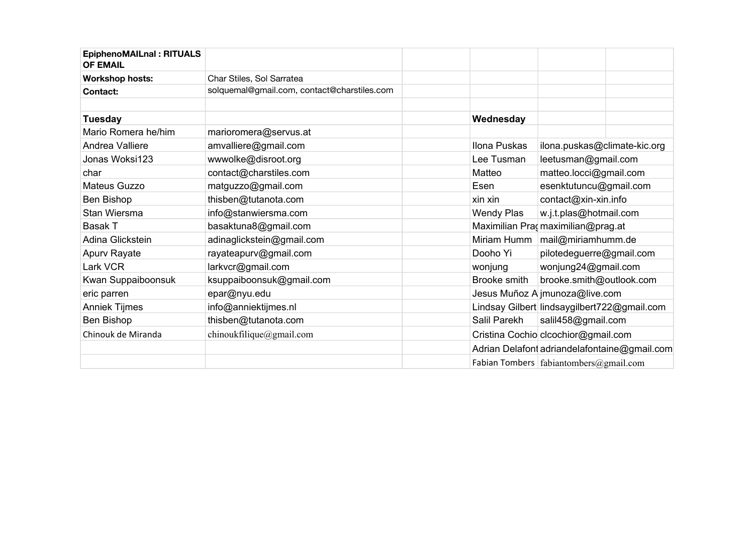| EpiphenoMAILnal : RITUALS OF EMAIL | | | | | |
|---|---|---|---|---|---|
| **Workshop hosts:** | Char Stiles, Sol Sarratea | | | | |
| **Contact:** | solquemal@gmail.com, contact@charstiles.com | | | | |
| | | | | | |
| **Tuesday** | | | **Wednesday** | | |
| Mario Romera he/him | marioromera@servus.at | | | | |
| Andrea Valliere | amvalliere@gmail.com | | Ilona Puskas | ilona.puskas@climate-kic.org | |
| Jonas Woksi123 | wwwolke@disroot.org | | Lee Tusman | leetusman@gmail.com | |
| char | contact@charstiles.com | | Matteo | matteo.locci@gmail.com | |
| Mateus Guzzo | matguzzo@gmail.com | | Esen | esenktutuncu@gmail.com | |
| Ben Bishop | thisben@tutanota.com | | xin xin | contact@xin-xin.info | |
| Stan Wiersma | info@stanwiersma.com | | Wendy Plas | w.j.t.plas@hotmail.com | |
| Basak T | basaktuna8@gmail.com | | Maximilian Prag | maximilian@prag.at | |
| Adina Glickstein | adinaglickstein@gmail.com | | Miriam Humm | mail@miriamhumm.de | |
| Apurv Rayate | rayateapurv@gmail.com | | Dooho Yi | pilotedeguerre@gmail.com | |
| Lark VCR | larkvcr@gmail.com | | wonjung | wonjung24@gmail.com | |
| Kwan Suppaiboonsuk | ksuppaiboonsuk@gmail.com | | Brooke smith | brooke.smith@outlook.com | |
| eric parren | epar@nyu.edu | | Jesus Muñoz A | jmunoza@live.com | |
| Anniek Tijmes | info@anniektijmes.nl | | Lindsay Gilbert | lindsaygilbert722@gmail.com | |
| Ben Bishop | thisben@tutanota.com | | Salil Parekh | salil458@gmail.com | |
| Chinouk de Miranda | chinoukfilique@gmail.com | | Cristina Cochio | clcochior@gmail.com | |
| | | | Adrian Delafont | adriandelafontaine@gmail.com | |
| | | | Fabian Tombers | fabiantombers@gmail.com | |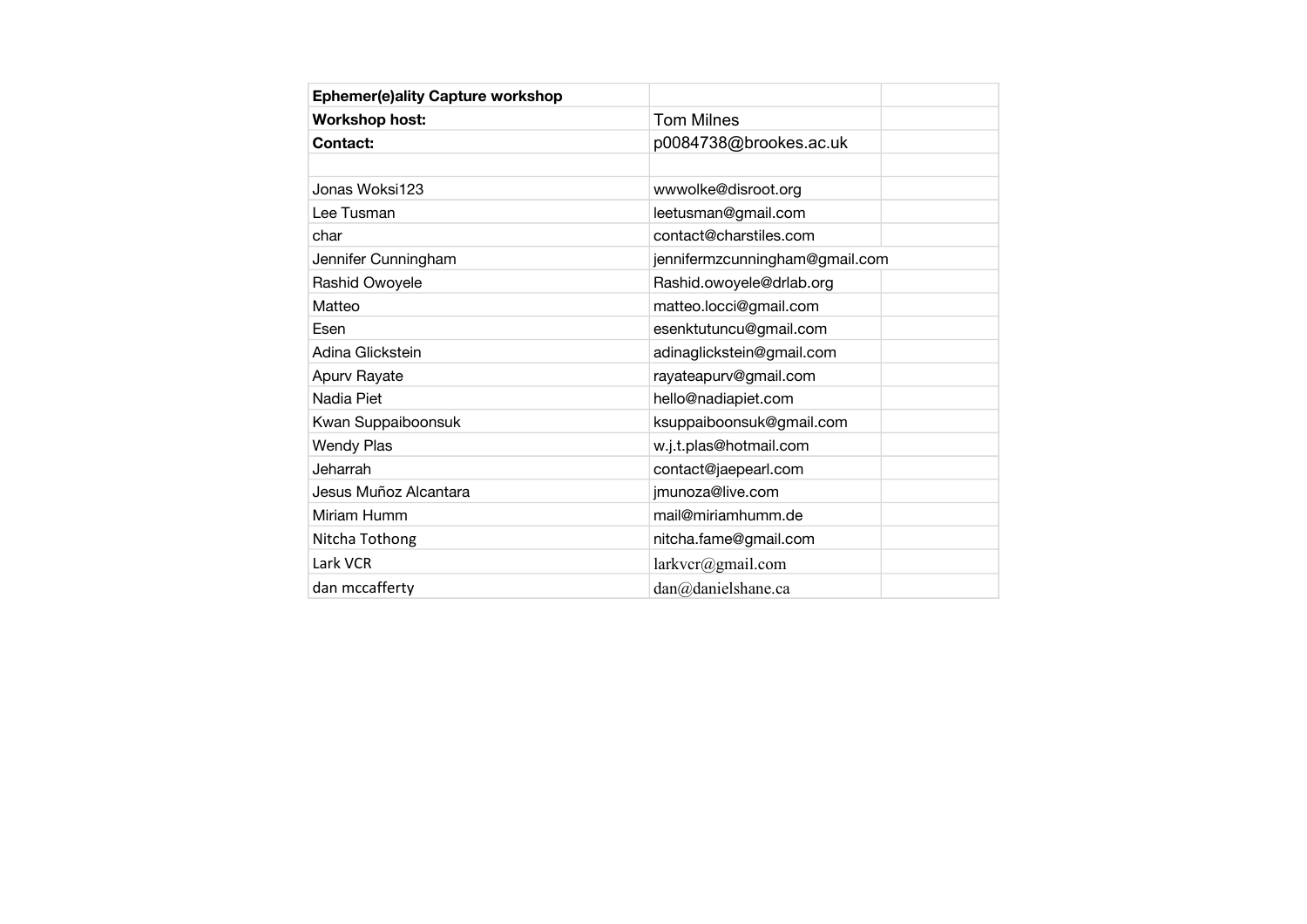| Ephemer(e)ality Capture workshop | | |
|---|---|---|
| **Workshop host:** | Tom Milnes | |
| **Contact:** | p0084738@brookes.ac.uk | |
| | | |
| Jonas Woksi123 | wwwolke@disroot.org | |
| Lee Tusman | leetusman@gmail.com | |
| char | contact@charstiles.com | |
| Jennifer Cunningham | jennifermzcunningham@gmail.com | |
| Rashid Owoyele | Rashid.owoyele@drlab.org | |
| Matteo | matteo.locci@gmail.com | |
| Esen | esenktutuncu@gmail.com | |
| Adina Glickstein | adinaglickstein@gmail.com | |
| Apurv Rayate | rayateapurv@gmail.com | |
| Nadia Piet | hello@nadiapiet.com | |
| Kwan Suppaiboonsuk | ksuppaiboonsuk@gmail.com | |
| Wendy Plas | w.j.t.plas@hotmail.com | |
| Jeharrah | contact@jaepearl.com | |
| Jesus Muñoz Alcantara | jmunoza@live.com | |
| Miriam Humm | mail@miriamhumm.de | |
| Nitcha Tothong | nitcha.fame@gmail.com | |
| Lark VCR | larkvcr@gmail.com | |
| dan mccafferty | dan@danielshane.ca | |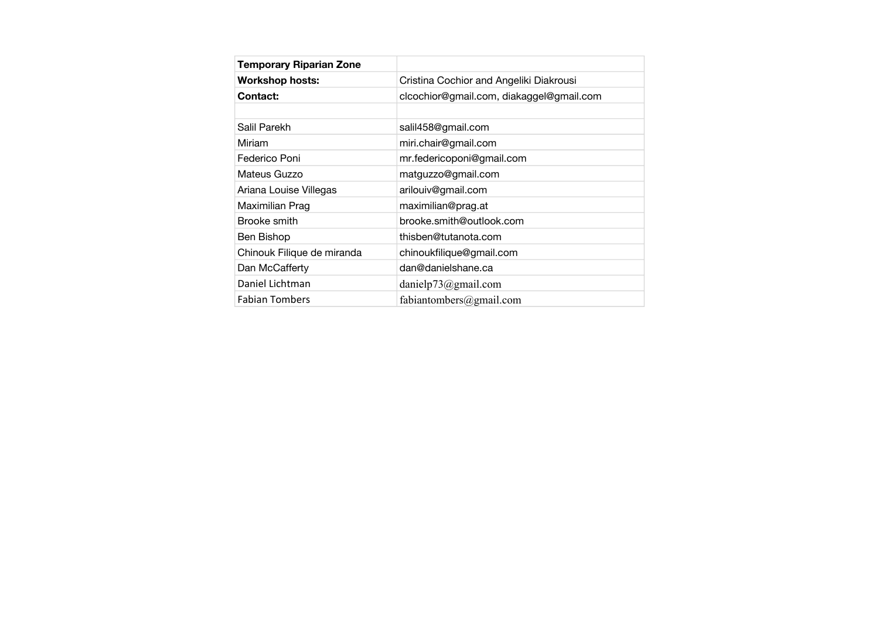| **Temporary Riparian Zone** | |
|---|---|
| **Workshop hosts:** | Cristina Cochior and Angeliki Diakrousi |
| **Contact:** | clcochior@gmail.com, diakaggel@gmail.com |
| | |
| Salil Parekh | salil458@gmail.com |
| Miriam | miri.chair@gmail.com |
| Federico Poni | mr.federicoponi@gmail.com |
| Mateus Guzzo | matguzzo@gmail.com |
| Ariana Louise Villegas | arilouiv@gmail.com |
| Maximilian Prag | maximilian@prag.at |
| Brooke smith | brooke.smith@outlook.com |
| Ben Bishop | thisben@tutanota.com |
| Chinouk Filique de miranda | chinoukfilique@gmail.com |
| Dan McCafferty | dan@danielshane.ca |
| Daniel Lichtman | danielp73@gmail.com |
| Fabian Tombers | fabiantombers@gmail.com |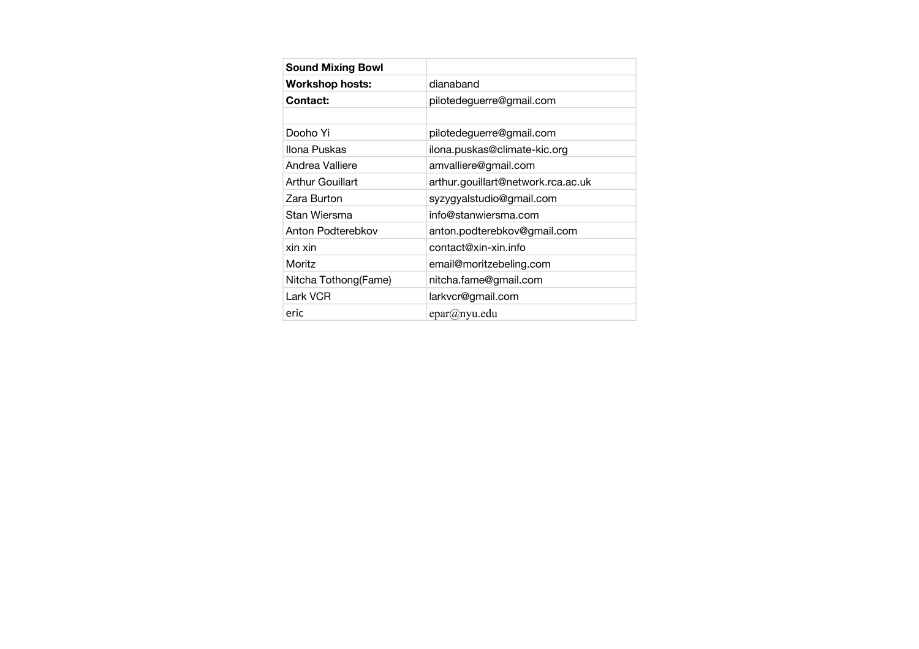| **Sound Mixing Bowl** | |
|---|---|
| **Workshop hosts:** | dianaband |
| **Contact:** | pilotedeguerre@gmail.com |
| | |
| Dooho Yi | pilotedeguerre@gmail.com |
| Ilona Puskas | ilona.puskas@climate-kic.org |
| Andrea Valliere | amvalliere@gmail.com |
| Arthur Gouillart | arthur.gouillart@network.rca.ac.uk |
| Zara Burton | syzygyalstudio@gmail.com |
| Stan Wiersma | info@stanwiersma.com |
| Anton Podterebkov | anton.podterebkov@gmail.com |
| xin xin | contact@xin-xin.info |
| Moritz | email@moritzebeling.com |
| Nitcha Tothong(Fame) | nitcha.fame@gmail.com |
| Lark VCR | larkvcr@gmail.com |
| eric | epar@nyu.edu |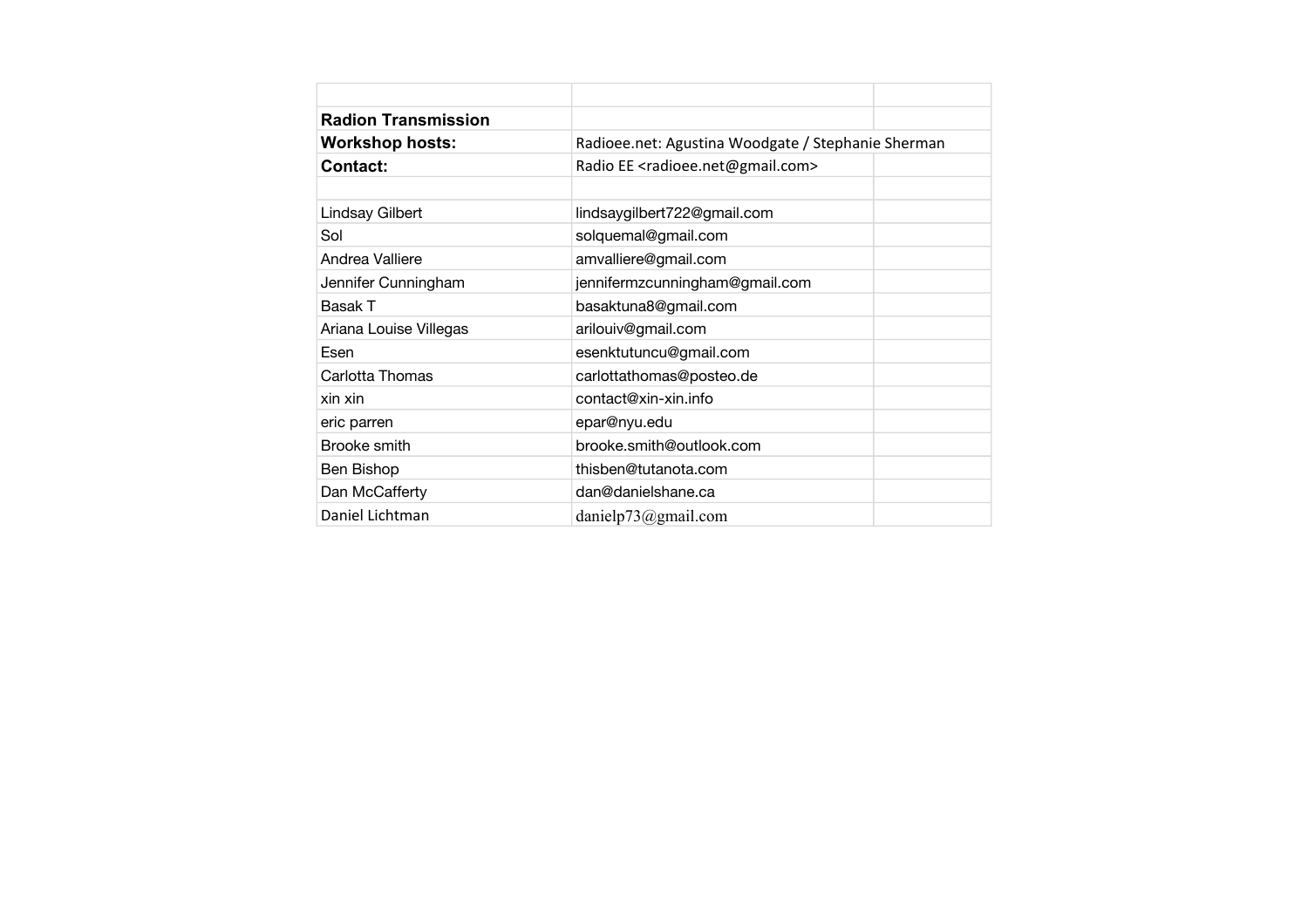| | | |
|---|---|---|
| **Radion Transmission** | | |
| **Workshop hosts:** | Radioee.net: Agustina Woodgate / Stephanie Sherman | |
| **Contact:** | Radio EE <radioee.net@gmail.com> | |
| | | |
| Lindsay Gilbert | lindsaygilbert722@gmail.com | |
| Sol | solquemal@gmail.com | |
| Andrea Valliere | amvalliere@gmail.com | |
| Jennifer Cunningham | jennifermzcunningham@gmail.com | |
| Basak T | basaktuna8@gmail.com | |
| Ariana Louise Villegas | arilouiv@gmail.com | |
| Esen | esenktutuncu@gmail.com | |
| Carlotta Thomas | carlottathomas@posteo.de | |
| xin xin | contact@xin-xin.info | |
| eric parren | epar@nyu.edu | |
| Brooke smith | brooke.smith@outlook.com | |
| Ben Bishop | thisben@tutanota.com | |
| Dan McCafferty | dan@danielshane.ca | |
| Daniel Lichtman | danielp73@gmail.com | |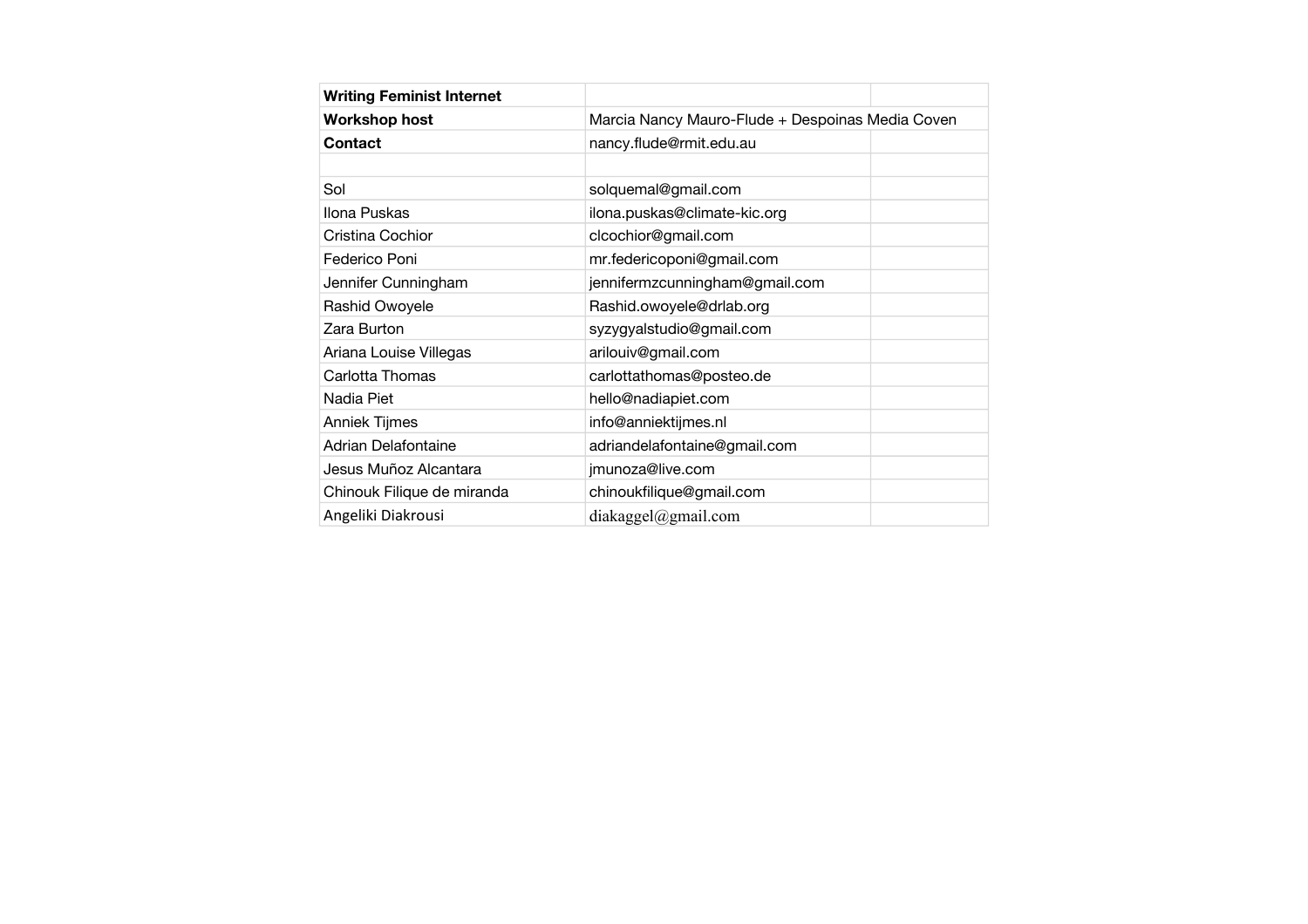| **Writing Feminist Internet** | | |
|---|---|---|
| **Workshop host** | Marcia Nancy Mauro-Flude + Despoinas Media Coven | |
| **Contact** | nancy.flude@rmit.edu.au | |
| | | |
| Sol | solquemal@gmail.com | |
| Ilona Puskas | ilona.puskas@climate-kic.org | |
| Cristina Cochior | clcochior@gmail.com | |
| Federico Poni | mr.federicoponi@gmail.com | |
| Jennifer Cunningham | jennifermzcunningham@gmail.com | |
| Rashid Owoyele | Rashid.owoyele@drlab.org | |
| Zara Burton | syzygyalstudio@gmail.com | |
| Ariana Louise Villegas | arilouiv@gmail.com | |
| Carlotta Thomas | carlottathomas@posteo.de | |
| Nadia Piet | hello@nadiapiet.com | |
| Anniek Tijmes | info@anniektijmes.nl | |
| Adrian Delafontaine | adriandelafontaine@gmail.com | |
| Jesus Muñoz Alcantara | jmunoza@live.com | |
| Chinouk Filique de miranda | chinoukfilique@gmail.com | |
| Angeliki Diakrousi | diakaggel@gmail.com | |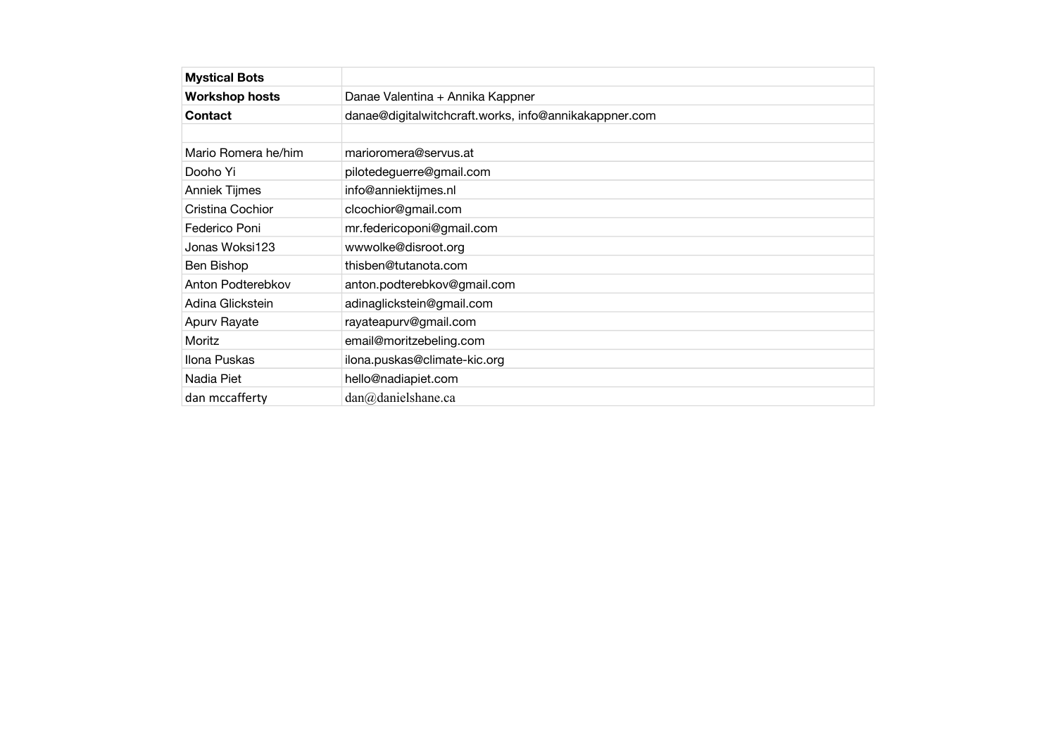| | |
|---|---|
| **Mystical Bots** | |
| **Workshop hosts** | Danae Valentina + Annika Kappner |
| **Contact** | danae@digitalwitchcraft.works, info@annikakappner.com |
| | |
| Mario Romera he/him | marioromera@servus.at |
| Dooho Yi | pilotedeguerre@gmail.com |
| Anniek Tijmes | info@anniektijmes.nl |
| Cristina Cochior | clcochior@gmail.com |
| Federico Poni | mr.federicoponi@gmail.com |
| Jonas Woksi123 | wwwolke@disroot.org |
| Ben Bishop | thisben@tutanota.com |
| Anton Podterebkov | anton.podterebkov@gmail.com |
| Adina Glickstein | adinaglickstein@gmail.com |
| Apurv Rayate | rayateapurv@gmail.com |
| Moritz | email@moritzebeling.com |
| Ilona Puskas | ilona.puskas@climate-kic.org |
| Nadia Piet | hello@nadiapiet.com |
| dan mccafferty | dan@danielshane.ca |